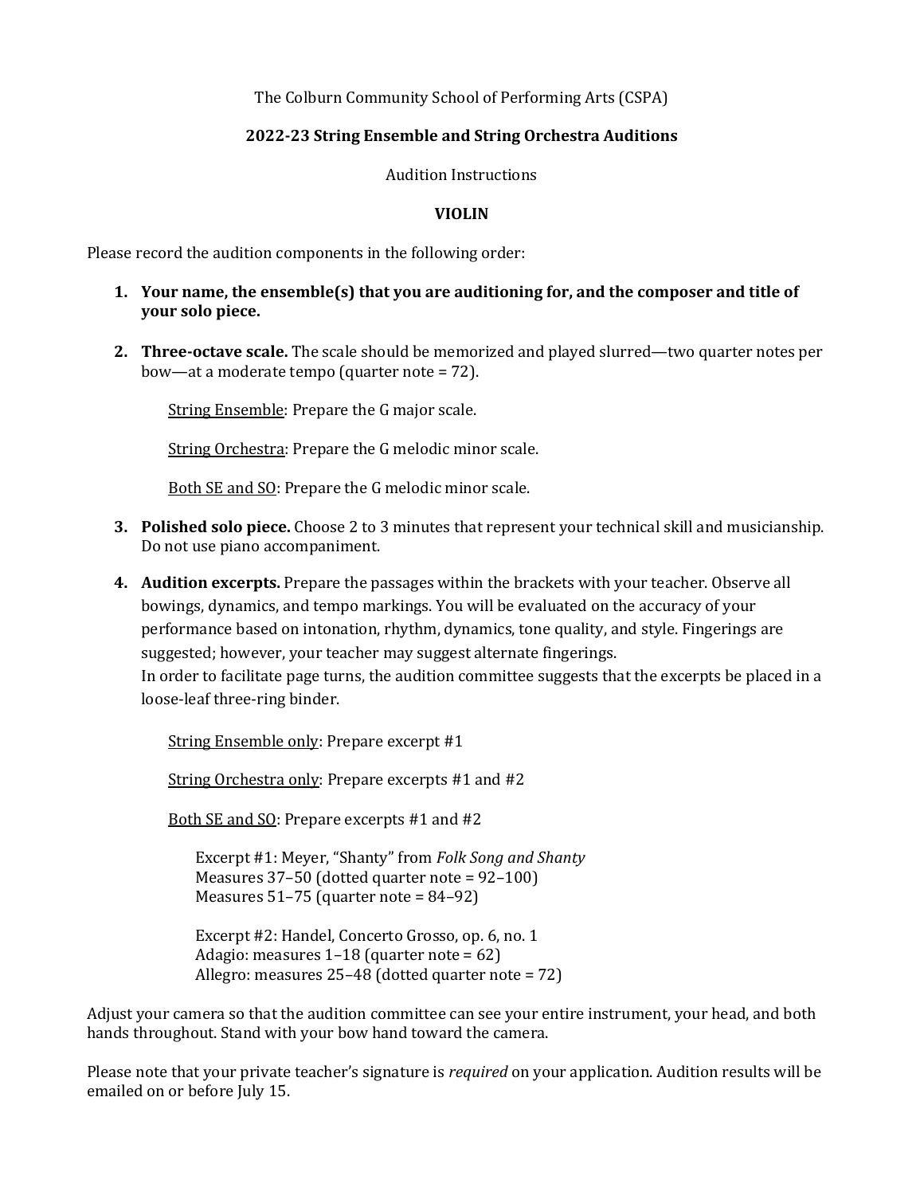The Colburn Community School of Performing Arts (CSPA)

**2022-23 String Ensemble and String Orchestra Auditions**

Audition Instructions

**VIOLIN**

Please record the audition components in the following order:

1. **Your name, the ensemble(s) that you are auditioning for, and the composer and title of your solo piece.**

2. **Three-octave scale.** The scale should be memorized and played slurred—two quarter notes per bow—at a moderate tempo (quarter note = 72).

   <u>String Ensemble</u>: Prepare the G major scale.

   <u>String Orchestra</u>: Prepare the G melodic minor scale.

   <u>Both SE and SO</u>: Prepare the G melodic minor scale.

3. **Polished solo piece.** Choose 2 to 3 minutes that represent your technical skill and musicianship. Do not use piano accompaniment.

4. **Audition excerpts.** Prepare the passages within the brackets with your teacher. Observe all bowings, dynamics, and tempo markings. You will be evaluated on the accuracy of your performance based on intonation, rhythm, dynamics, tone quality, and style. Fingerings are suggested; however, your teacher may suggest alternate fingerings.
   In order to facilitate page turns, the audition committee suggests that the excerpts be placed in a loose-leaf three-ring binder.

   <u>String Ensemble only</u>: Prepare excerpt #1

   <u>String Orchestra only</u>: Prepare excerpts #1 and #2

   <u>Both SE and SO</u>: Prepare excerpts #1 and #2

   Excerpt #1: Meyer, "Shanty" from *Folk Song and Shanty*
   Measures 37–50 (dotted quarter note = 92–100)
   Measures 51–75 (quarter note = 84–92)

   Excerpt #2: Handel, Concerto Grosso, op. 6, no. 1
   Adagio: measures 1–18 (quarter note = 62)
   Allegro: measures 25–48 (dotted quarter note = 72)

Adjust your camera so that the audition committee can see your entire instrument, your head, and both hands throughout. Stand with your bow hand toward the camera.

Please note that your private teacher's signature is *required* on your application. Audition results will be emailed on or before July 15.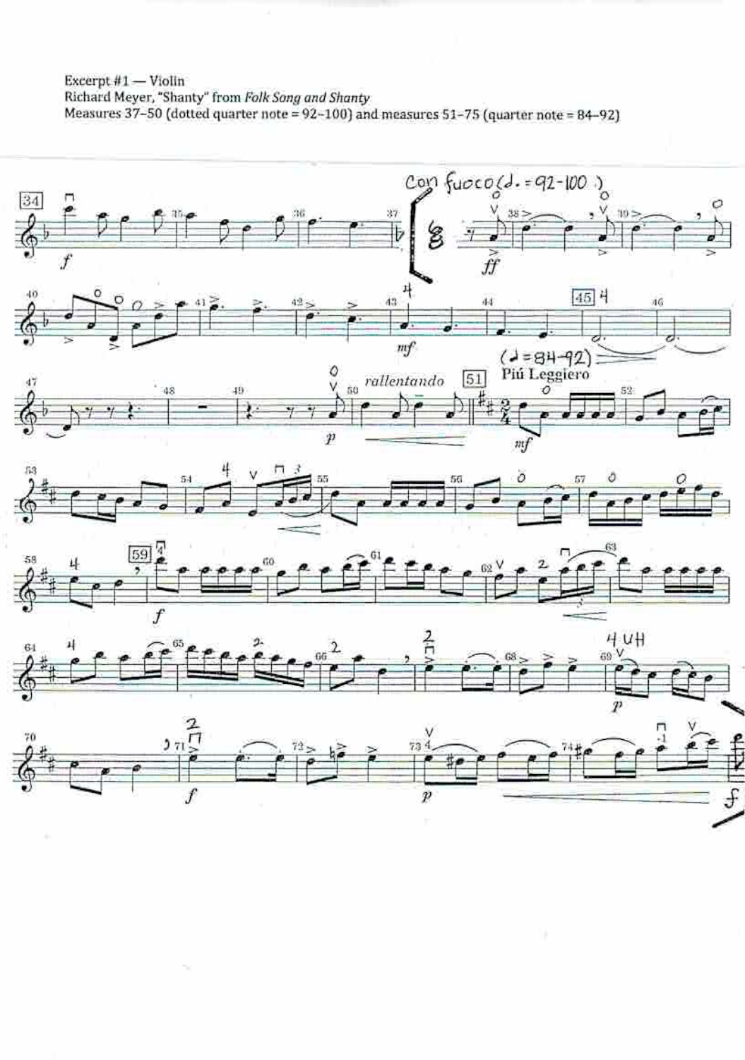Excerpt #1 — Violin
Richard Meyer, "Shanty" from *Folk Song and Shanty*
Measures 37–50 (dotted quarter note = 92–100) and measures 51–75 (quarter note = 84–92)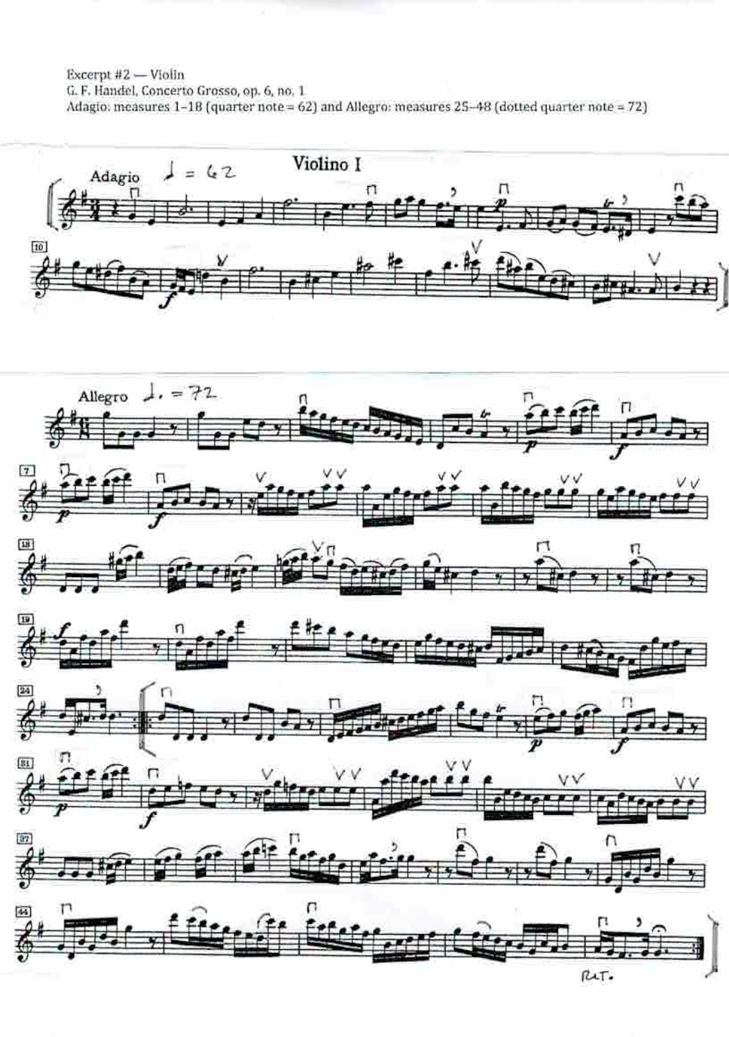Excerpt #2 — Violin
G. F. Handel, Concerto Grosso, op. 6, no. 1
Adagio: measures 1–18 (quarter note = 62) and Allegro: measures 25–48 (dotted quarter note = 72)